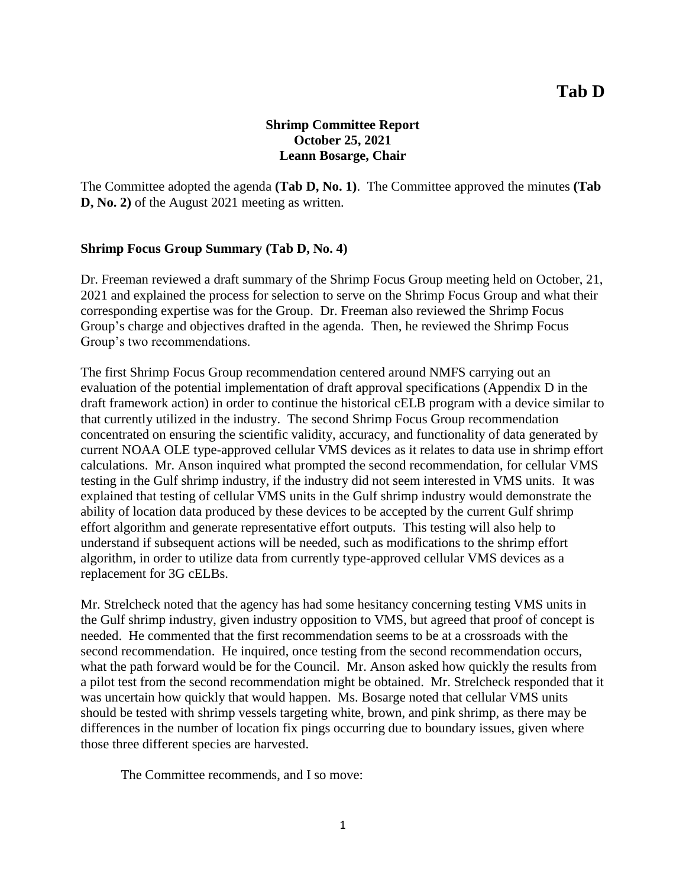# Tab D

**Shrimp Committee Report**
**October 25, 2021**
**Leann Bosarge, Chair**

The Committee adopted the agenda **(Tab D, No. 1)**. The Committee approved the minutes **(Tab D, No. 2)** of the August 2021 meeting as written.

**Shrimp Focus Group Summary (Tab D, No. 4)**

Dr. Freeman reviewed a draft summary of the Shrimp Focus Group meeting held on October, 21, 2021 and explained the process for selection to serve on the Shrimp Focus Group and what their corresponding expertise was for the Group. Dr. Freeman also reviewed the Shrimp Focus Group's charge and objectives drafted in the agenda. Then, he reviewed the Shrimp Focus Group's two recommendations.

The first Shrimp Focus Group recommendation centered around NMFS carrying out an evaluation of the potential implementation of draft approval specifications (Appendix D in the draft framework action) in order to continue the historical cELB program with a device similar to that currently utilized in the industry. The second Shrimp Focus Group recommendation concentrated on ensuring the scientific validity, accuracy, and functionality of data generated by current NOAA OLE type-approved cellular VMS devices as it relates to data use in shrimp effort calculations. Mr. Anson inquired what prompted the second recommendation, for cellular VMS testing in the Gulf shrimp industry, if the industry did not seem interested in VMS units. It was explained that testing of cellular VMS units in the Gulf shrimp industry would demonstrate the ability of location data produced by these devices to be accepted by the current Gulf shrimp effort algorithm and generate representative effort outputs. This testing will also help to understand if subsequent actions will be needed, such as modifications to the shrimp effort algorithm, in order to utilize data from currently type-approved cellular VMS devices as a replacement for 3G cELBs.

Mr. Strelcheck noted that the agency has had some hesitancy concerning testing VMS units in the Gulf shrimp industry, given industry opposition to VMS, but agreed that proof of concept is needed. He commented that the first recommendation seems to be at a crossroads with the second recommendation. He inquired, once testing from the second recommendation occurs, what the path forward would be for the Council. Mr. Anson asked how quickly the results from a pilot test from the second recommendation might be obtained. Mr. Strelcheck responded that it was uncertain how quickly that would happen. Ms. Bosarge noted that cellular VMS units should be tested with shrimp vessels targeting white, brown, and pink shrimp, as there may be differences in the number of location fix pings occurring due to boundary issues, given where those three different species are harvested.

The Committee recommends, and I so move: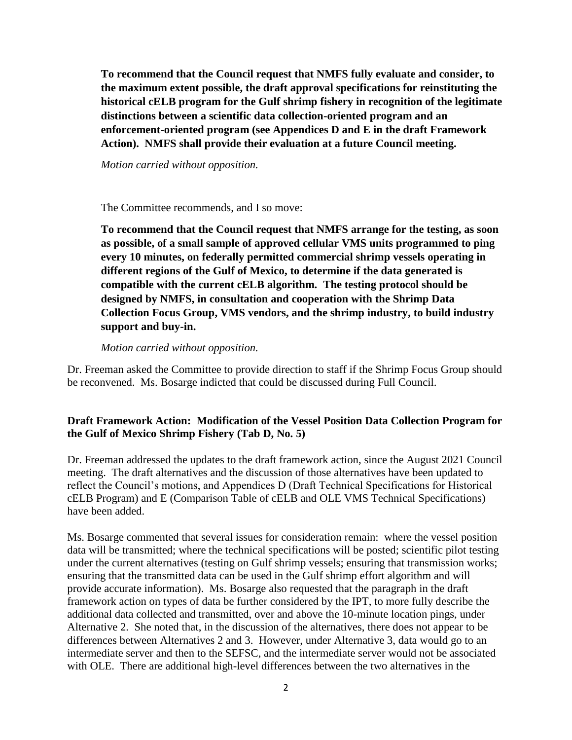**To recommend that the Council request that NMFS fully evaluate and consider, to the maximum extent possible, the draft approval specifications for reinstituting the historical cELB program for the Gulf shrimp fishery in recognition of the legitimate distinctions between a scientific data collection-oriented program and an enforcement-oriented program (see Appendices D and E in the draft Framework Action). NMFS shall provide their evaluation at a future Council meeting.**

*Motion carried without opposition.*

The Committee recommends, and I so move:

**To recommend that the Council request that NMFS arrange for the testing, as soon as possible, of a small sample of approved cellular VMS units programmed to ping every 10 minutes, on federally permitted commercial shrimp vessels operating in different regions of the Gulf of Mexico, to determine if the data generated is compatible with the current cELB algorithm. The testing protocol should be designed by NMFS, in consultation and cooperation with the Shrimp Data Collection Focus Group, VMS vendors, and the shrimp industry, to build industry support and buy-in.**

*Motion carried without opposition.*

Dr. Freeman asked the Committee to provide direction to staff if the Shrimp Focus Group should be reconvened. Ms. Bosarge indicted that could be discussed during Full Council.

**Draft Framework Action: Modification of the Vessel Position Data Collection Program for the Gulf of Mexico Shrimp Fishery (Tab D, No. 5)**

Dr. Freeman addressed the updates to the draft framework action, since the August 2021 Council meeting. The draft alternatives and the discussion of those alternatives have been updated to reflect the Council's motions, and Appendices D (Draft Technical Specifications for Historical cELB Program) and E (Comparison Table of cELB and OLE VMS Technical Specifications) have been added.

Ms. Bosarge commented that several issues for consideration remain: where the vessel position data will be transmitted; where the technical specifications will be posted; scientific pilot testing under the current alternatives (testing on Gulf shrimp vessels; ensuring that transmission works; ensuring that the transmitted data can be used in the Gulf shrimp effort algorithm and will provide accurate information). Ms. Bosarge also requested that the paragraph in the draft framework action on types of data be further considered by the IPT, to more fully describe the additional data collected and transmitted, over and above the 10-minute location pings, under Alternative 2. She noted that, in the discussion of the alternatives, there does not appear to be differences between Alternatives 2 and 3. However, under Alternative 3, data would go to an intermediate server and then to the SEFSC, and the intermediate server would not be associated with OLE. There are additional high-level differences between the two alternatives in the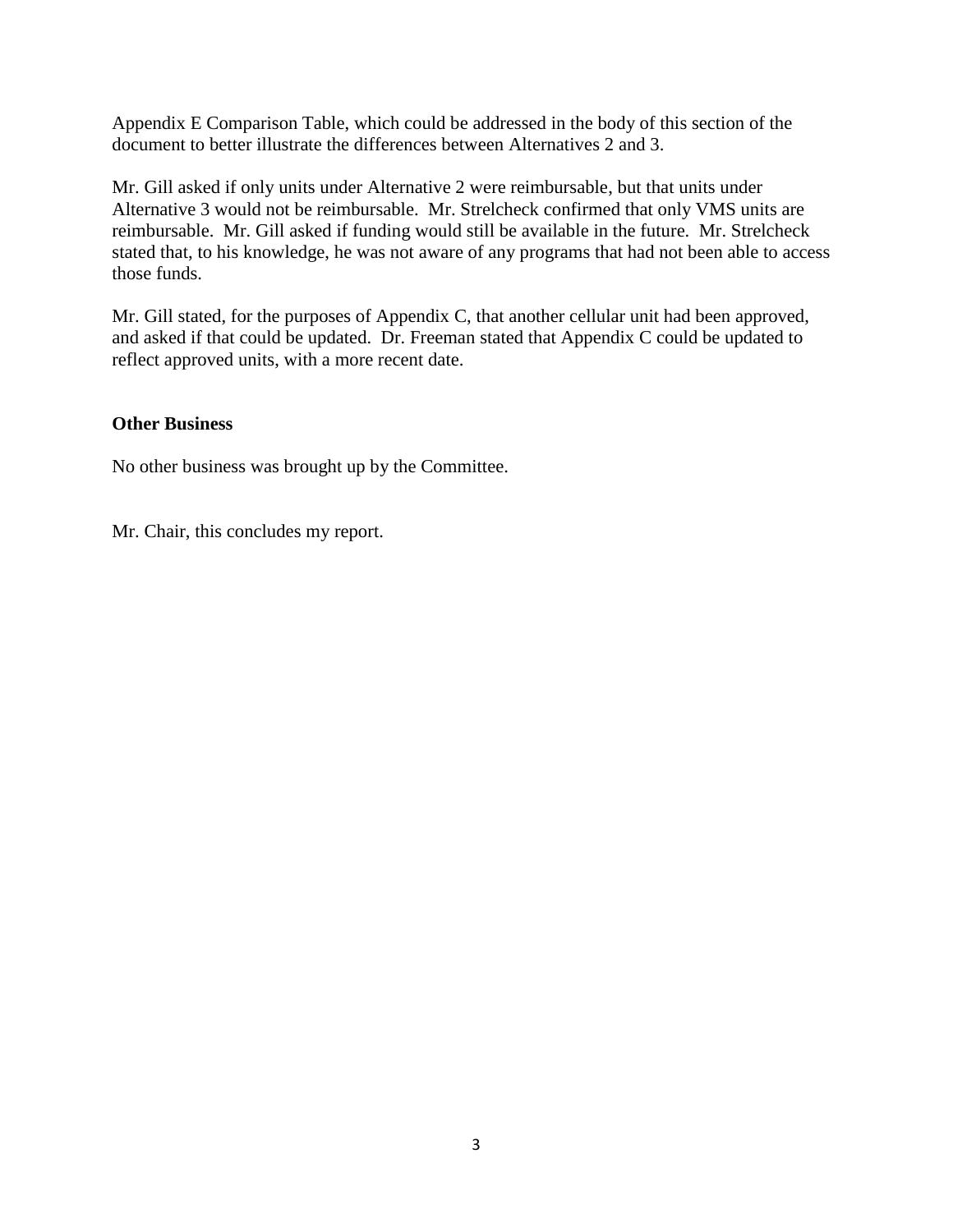Appendix E Comparison Table, which could be addressed in the body of this section of the document to better illustrate the differences between Alternatives 2 and 3.

Mr. Gill asked if only units under Alternative 2 were reimbursable, but that units under Alternative 3 would not be reimbursable. Mr. Strelcheck confirmed that only VMS units are reimbursable. Mr. Gill asked if funding would still be available in the future. Mr. Strelcheck stated that, to his knowledge, he was not aware of any programs that had not been able to access those funds.

Mr. Gill stated, for the purposes of Appendix C, that another cellular unit had been approved, and asked if that could be updated. Dr. Freeman stated that Appendix C could be updated to reflect approved units, with a more recent date.

**Other Business**

No other business was brought up by the Committee.

Mr. Chair, this concludes my report.